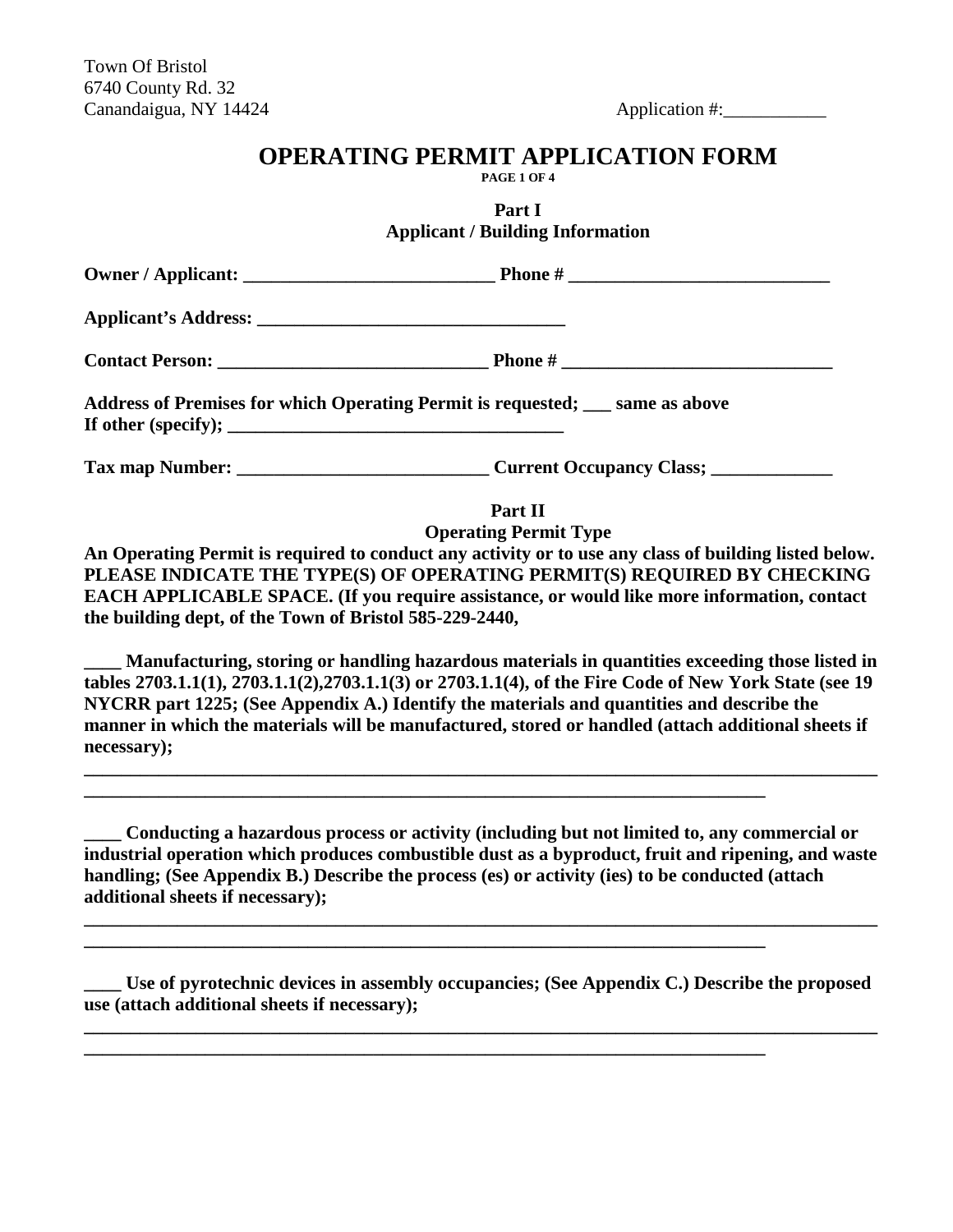Town Of Bristol
6740 County Rd. 32
Canandaigua, NY 14424

Application #:___________

# OPERATING PERMIT APPLICATION FORM

**PAGE 1 OF 4**

## Part I
## Applicant / Building Information

**Owner / Applicant: ___________________________ Phone # ____________________________**

**Applicant's Address: _________________________________**

**Contact Person: ____________________________ Phone # _____________________________**

**Address of Premises for which Operating Permit is requested; ___ same as above**
**If other (specify); ___________________________________**

**Tax map Number: ___________________________ Current Occupancy Class; _____________**

## Part II
## Operating Permit Type

**An Operating Permit is required to conduct any activity or to use any class of building listed below. PLEASE INDICATE THE TYPE(S) OF OPERATING PERMIT(S) REQUIRED BY CHECKING EACH APPLICABLE SPACE. (If you require assistance, or would like more information, contact the building dept, of the Town of Bristol 585-229-2440,**

**____ Manufacturing, storing or handling hazardous materials in quantities exceeding those listed in tables 2703.1.1(1), 2703.1.1(2),2703.1.1(3) or 2703.1.1(4), of the Fire Code of New York State (see 19 NYCRR part 1225; (See Appendix A.) Identify the materials and quantities and describe the manner in which the materials will be manufactured, stored or handled (attach additional sheets if necessary);**

________________________________________________________________________________________
___________________________________________________________________________

**____ Conducting a hazardous process or activity (including but not limited to, any commercial or industrial operation which produces combustible dust as a byproduct, fruit and ripening, and waste handling; (See Appendix B.) Describe the process (es) or activity (ies) to be conducted (attach additional sheets if necessary);**

________________________________________________________________________________________
___________________________________________________________________________

**____ Use of pyrotechnic devices in assembly occupancies; (See Appendix C.) Describe the proposed use (attach additional sheets if necessary);**

________________________________________________________________________________________
___________________________________________________________________________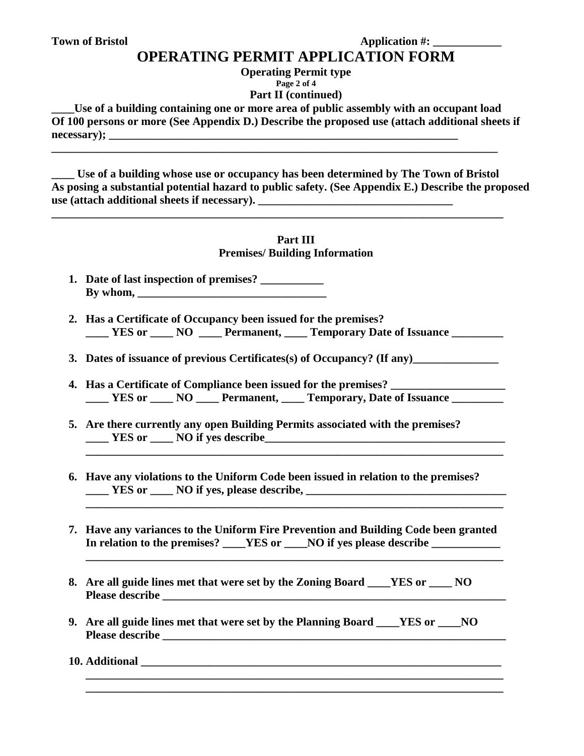**Town of Bristol** **Application #: ____________**

# OPERATING PERMIT APPLICATION FORM

**Operating Permit type**

**Part II (continued)**

**____Use of a building containing one or more area of public assembly with an occupant load Of 100 persons or more (See Appendix D.) Describe the proposed use (attach additional sheets if necessary); _______________________________________________________________**

**_______________________________________________________________________________**

**____ Use of a building whose use or occupancy has been determined by The Town of Bristol As posing a substantial potential hazard to public safety. (See Appendix E.) Describe the proposed use (attach additional sheets if necessary). __________________________________**

**_______________________________________________________________________________**

## Part III
## Premises/ Building Information

1. **Date of last inspection of premises? ___________**
   **By whom, _________________________________**

2. **Has a Certificate of Occupancy been issued for the premises?**
   **____ YES or ____ NO ____ Permanent, ____ Temporary Date of Issuance _________**

3. **Dates of issuance of previous Certificates(s) of Occupancy? (If any)_______________**

4. **Has a Certificate of Compliance been issued for the premises? ____________________**
   **____ YES or ____ NO ____ Permanent, ____ Temporary, Date of Issuance _________**

5. **Are there currently any open Building Permits associated with the premises?**
   **____ YES or ____ NO if yes describe___________________________________________**
   **_________________________________________________________________________**

6. **Have any violations to the Uniform Code been issued in relation to the premises?**
   **____ YES or ____ NO if yes, please describe, ___________________________________**
   **_________________________________________________________________________**

7. **Have any variances to the Uniform Fire Prevention and Building Code been granted In relation to the premises? ____YES or ____NO if yes please describe ____________**
   **_________________________________________________________________________**

8. **Are all guide lines met that were set by the Zoning Board ____YES or ____ NO**
   **Please describe _______________________________________________________________**

9. **Are all guide lines met that were set by the Planning Board ____YES or ____NO**
   **Please describe _______________________________________________________________**

10. **Additional _________________________________________________________________**
    **_________________________________________________________________________**
    **_________________________________________________________________________**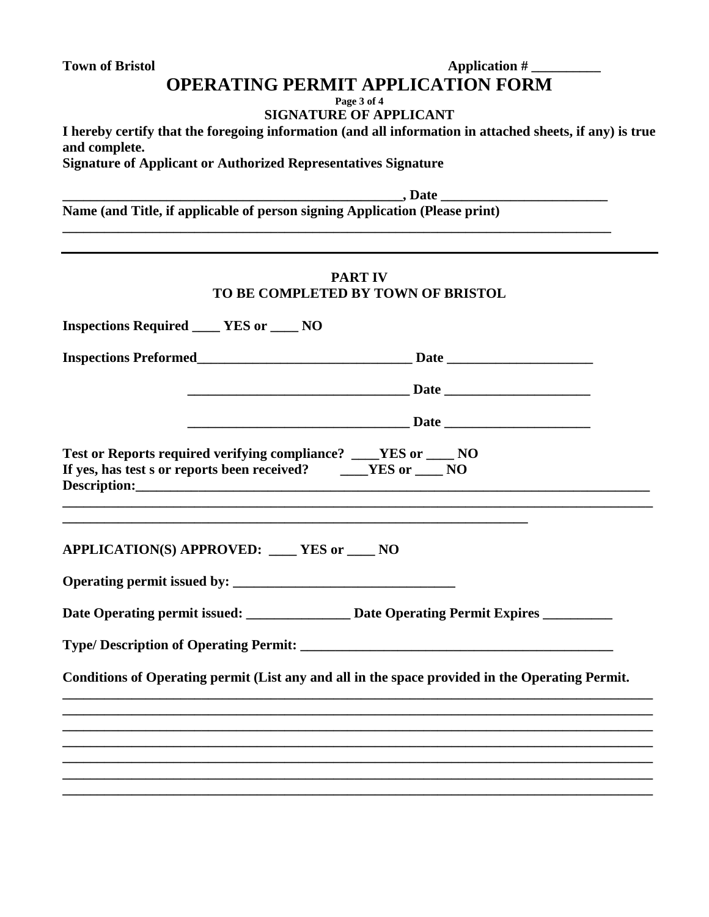**Town of Bristol** **Application # __________**

# OPERATING PERMIT APPLICATION FORM

## SIGNATURE OF APPLICANT

**I hereby certify that the foregoing information (and all information in attached sheets, if any) is true and complete.**

**Signature of Applicant or Authorized Representatives Signature**

**_________________________________________________, Date ________________________**

**Name (and Title, if applicable of person signing Application (Please print)**

**________________________________________________________________________________**

---

## PART IV
## TO BE COMPLETED BY TOWN OF BRISTOL

**Inspections Required ____ YES or ____ NO**

**Inspections Preformed_______________________________ Date _____________________**

**_______________________________ Date _____________________**

**_______________________________ Date _____________________**

**Test or Reports required verifying compliance? ____YES or ____ NO**
**If yes, has test s or reports been received? ____YES or ____ NO**
**Description:_____________________________________________________________________**
**_________________________________________________________________________________**
**__________________________________________________________________**

**APPLICATION(S) APPROVED: ____ YES or ____ NO**

**Operating permit issued by: ________________________________**

**Date Operating permit issued: _______________ Date Operating Permit Expires __________**

**Type/ Description of Operating Permit: _____________________________________________**

**Conditions of Operating permit (List any and all in the space provided in the Operating Permit.**
**_________________________________________________________________________________**
**_________________________________________________________________________________**
**_________________________________________________________________________________**
**_________________________________________________________________________________**
**_________________________________________________________________________________**
**_________________________________________________________________________________**
**_________________________________________________________________________________**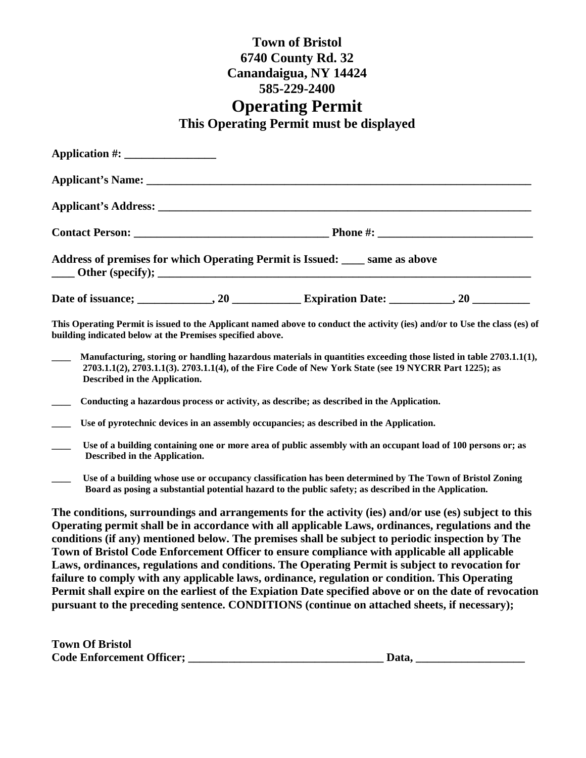**Town of Bristol**
**6740 County Rd. 32**
**Canandaigua, NY 14424**
**585-229-2400**

# Operating Permit

**This Operating Permit must be displayed**

**Application #: ________________**

**Applicant's Name: ____________________________________________________________________**

**Applicant's Address: __________________________________________________________________**

**Contact Person: __________________________________ Phone #: ___________________________**

**Address of premises for which Operating Permit is Issued: ____ same as above**
**____ Other (specify); _____________________________________________________________________**

**Date of issuance; _____________, 20 ____________ Expiration Date: ___________, 20 __________**

**This Operating Permit is issued to the Applicant named above to conduct the activity (ies) and/or to Use the class (es) of building indicated below at the Premises specified above.**

**____ Manufacturing, storing or handling hazardous materials in quantities exceeding those listed in table 2703.1.1(1), 2703.1.1(2), 2703.1.1(3). 2703.1.1(4), of the Fire Code of New York State (see 19 NYCRR Part 1225); as Described in the Application.**

**____ Conducting a hazardous process or activity, as describe; as described in the Application.**

**____ Use of pyrotechnic devices in an assembly occupancies; as described in the Application.**

**____ Use of a building containing one or more area of public assembly with an occupant load of 100 persons or; as Described in the Application.**

**____ Use of a building whose use or occupancy classification has been determined by The Town of Bristol Zoning Board as posing a substantial potential hazard to the public safety; as described in the Application.**

**The conditions, surroundings and arrangements for the activity (ies) and/or use (es) subject to this Operating permit shall be in accordance with all applicable Laws, ordinances, regulations and the conditions (if any) mentioned below. The premises shall be subject to periodic inspection by The Town of Bristol Code Enforcement Officer to ensure compliance with applicable all applicable Laws, ordinances, regulations and conditions. The Operating Permit is subject to revocation for failure to comply with any applicable laws, ordinance, regulation or condition. This Operating Permit shall expire on the earliest of the Expiation Date specified above or on the date of revocation pursuant to the preceding sentence. CONDITIONS (continue on attached sheets, if necessary);**

**Town Of Bristol**
**Code Enforcement Officer; __________________________________ Data, ___________________**